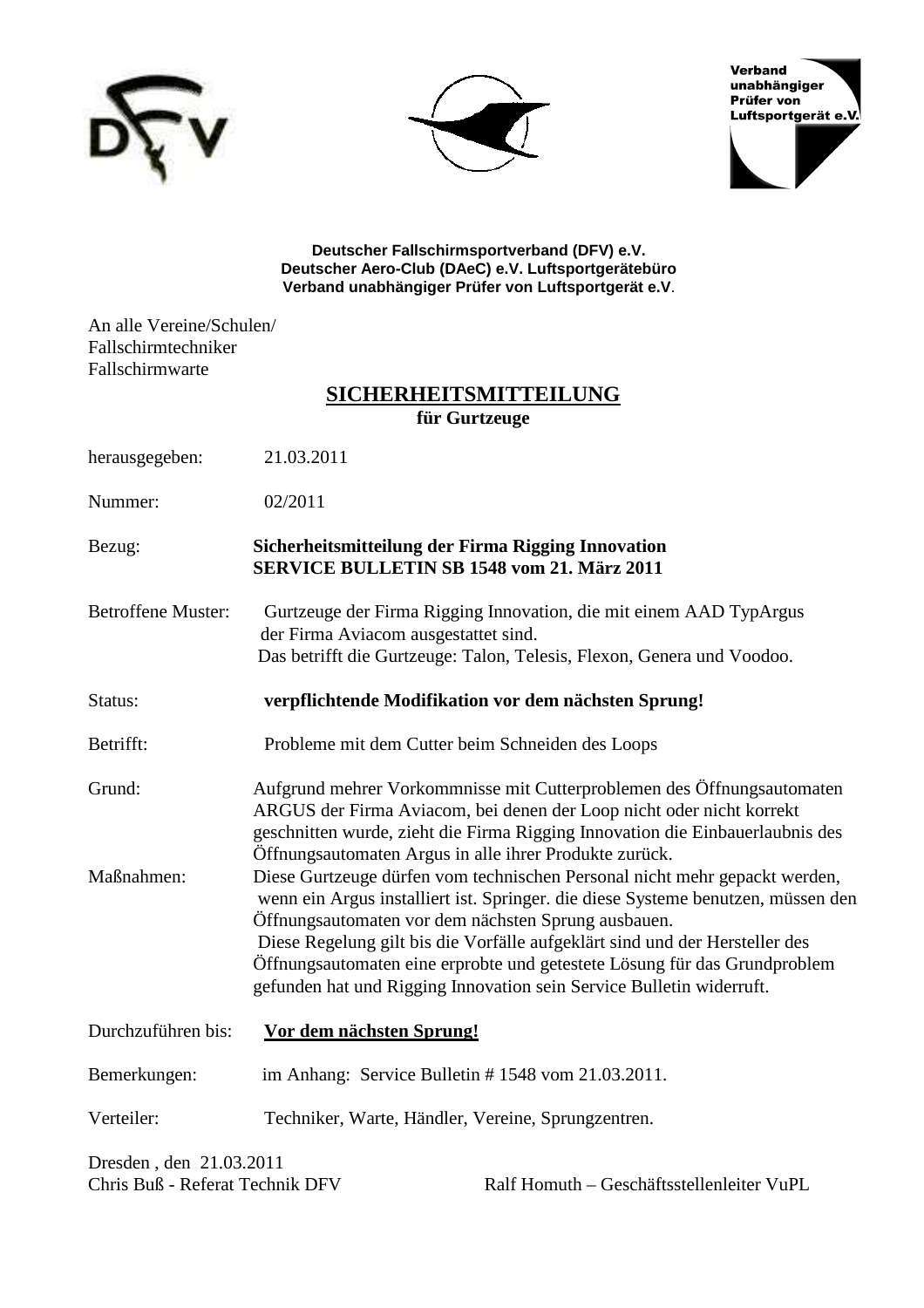Verband unabhängiger Prüfer von Luftsportgerät e.V.

**Deutscher Fallschirmsportverband (DFV) e.V.**
**Deutscher Aero-Club (DAeC) e.V. Luftsportgerätebüro**
**Verband unabhängiger Prüfer von Luftsportgerät e.V**.

An alle Vereine/Schulen/
Fallschirmtechniker
Fallschirmwarte

# SICHERHEITSMITTEILUNG
**für Gurtzeuge**

herausgegeben: 21.03.2011

Nummer: 02/2011

Bezug: **Sicherheitsmitteilung der Firma Rigging Innovation SERVICE BULLETIN SB 1548 vom 21. März 2011**

Betroffene Muster: Gurtzeuge der Firma Rigging Innovation, die mit einem AAD TypArgus der Firma Aviacom ausgestattet sind.
Das betrifft die Gurtzeuge: Talon, Telesis, Flexon, Genera und Voodoo.

Status: **verpflichtende Modifikation vor dem nächsten Sprung!**

Betrifft: Probleme mit dem Cutter beim Schneiden des Loops

Grund: Aufgrund mehrer Vorkommnisse mit Cutterproblemen des Öffnungsautomaten ARGUS der Firma Aviacom, bei denen der Loop nicht oder nicht korrekt geschnitten wurde, zieht die Firma Rigging Innovation die Einbauerlaubnis des Öffnungsautomaten Argus in alle ihrer Produkte zurück.

Maßnahmen: Diese Gurtzeuge dürfen vom technischen Personal nicht mehr gepackt werden, wenn ein Argus installiert ist. Springer. die diese Systeme benutzen, müssen den Öffnungsautomaten vor dem nächsten Sprung ausbauen.
Diese Regelung gilt bis die Vorfälle aufgeklärt sind und der Hersteller des Öffnungsautomaten eine erprobte und getestete Lösung für das Grundproblem gefunden hat und Rigging Innovation sein Service Bulletin widerruft.

Durchzuführen bis: **<u>Vor dem nächsten Sprung!</u>**

Bemerkungen: im Anhang: Service Bulletin # 1548 vom 21.03.2011.

Verteiler: Techniker, Warte, Händler, Vereine, Sprungzentren.

Dresden , den 21.03.2011
Chris Buß - Referat Technik DFV

Ralf Homuth – Geschäftsstellenleiter VuPL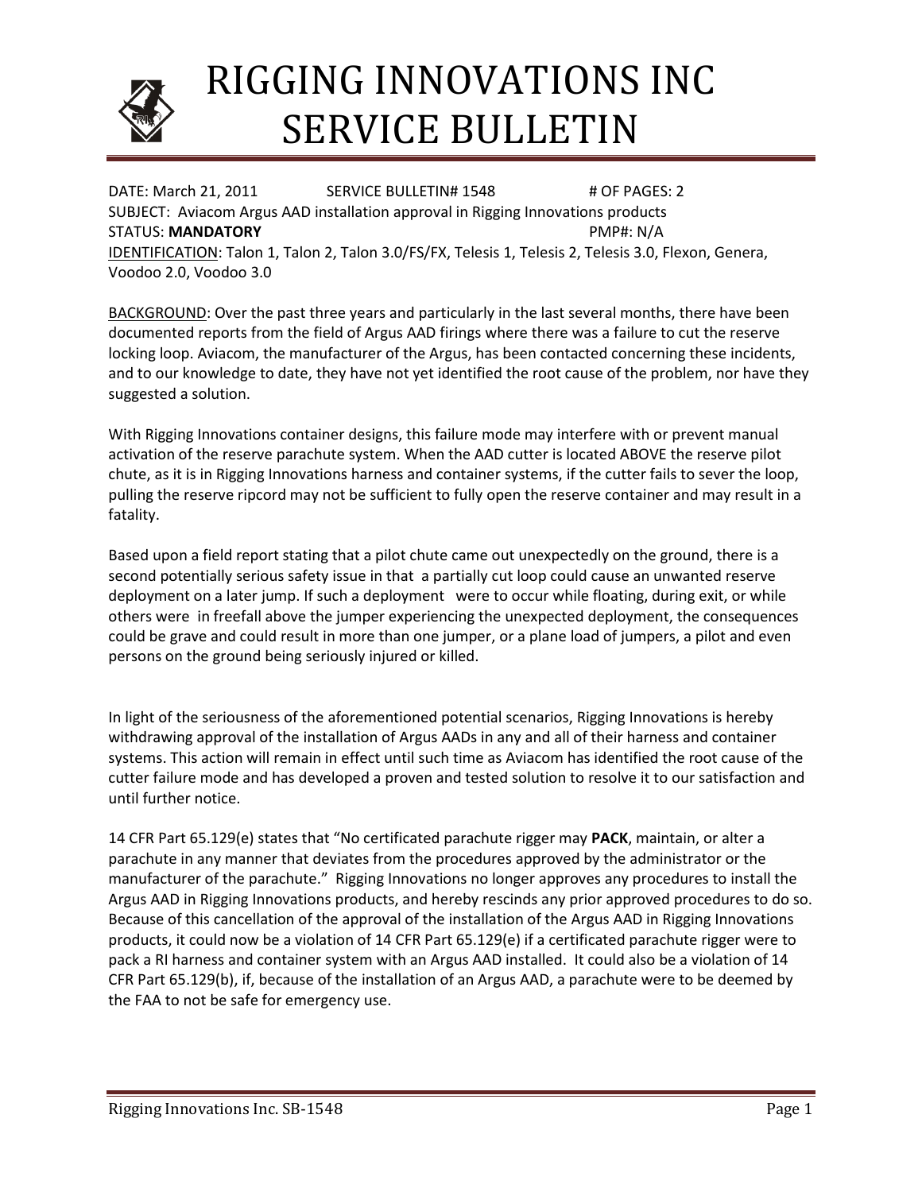# RIGGING INNOVATIONS INC SERVICE BULLETIN

DATE: March 21, 2011 SERVICE BULLETIN# 1548 # OF PAGES: 2
SUBJECT: Aviacom Argus AAD installation approval in Rigging Innovations products
STATUS: **MANDATORY** PMP#: N/A
IDENTIFICATION: Talon 1, Talon 2, Talon 3.0/FS/FX, Telesis 1, Telesis 2, Telesis 3.0, Flexon, Genera, Voodoo 2.0, Voodoo 3.0

BACKGROUND: Over the past three years and particularly in the last several months, there have been documented reports from the field of Argus AAD firings where there was a failure to cut the reserve locking loop. Aviacom, the manufacturer of the Argus, has been contacted concerning these incidents, and to our knowledge to date, they have not yet identified the root cause of the problem, nor have they suggested a solution.

With Rigging Innovations container designs, this failure mode may interfere with or prevent manual activation of the reserve parachute system. When the AAD cutter is located ABOVE the reserve pilot chute, as it is in Rigging Innovations harness and container systems, if the cutter fails to sever the loop, pulling the reserve ripcord may not be sufficient to fully open the reserve container and may result in a fatality.

Based upon a field report stating that a pilot chute came out unexpectedly on the ground, there is a second potentially serious safety issue in that a partially cut loop could cause an unwanted reserve deployment on a later jump. If such a deployment were to occur while floating, during exit, or while others were in freefall above the jumper experiencing the unexpected deployment, the consequences could be grave and could result in more than one jumper, or a plane load of jumpers, a pilot and even persons on the ground being seriously injured or killed.

In light of the seriousness of the aforementioned potential scenarios, Rigging Innovations is hereby withdrawing approval of the installation of Argus AADs in any and all of their harness and container systems. This action will remain in effect until such time as Aviacom has identified the root cause of the cutter failure mode and has developed a proven and tested solution to resolve it to our satisfaction and until further notice.

14 CFR Part 65.129(e) states that "No certificated parachute rigger may **PACK**, maintain, or alter a parachute in any manner that deviates from the procedures approved by the administrator or the manufacturer of the parachute." Rigging Innovations no longer approves any procedures to install the Argus AAD in Rigging Innovations products, and hereby rescinds any prior approved procedures to do so. Because of this cancellation of the approval of the installation of the Argus AAD in Rigging Innovations products, it could now be a violation of 14 CFR Part 65.129(e) if a certificated parachute rigger were to pack a RI harness and container system with an Argus AAD installed. It could also be a violation of 14 CFR Part 65.129(b), if, because of the installation of an Argus AAD, a parachute were to be deemed by the FAA to not be safe for emergency use.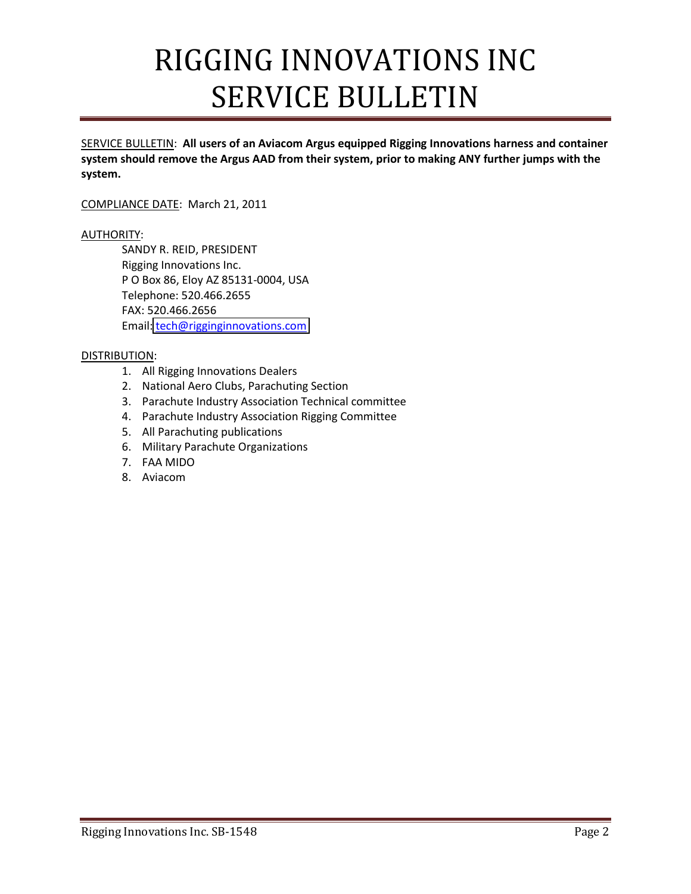# RIGGING INNOVATIONS INC SERVICE BULLETIN

SERVICE BULLETIN: **All users of an Aviacom Argus equipped Rigging Innovations harness and container system should remove the Argus AAD from their system, prior to making ANY further jumps with the system.**

COMPLIANCE DATE: March 21, 2011

AUTHORITY:

SANDY R. REID, PRESIDENT
Rigging Innovations Inc.
P O Box 86, Eloy AZ 85131-0004, USA
Telephone: 520.466.2655
FAX: 520.466.2656
Email: tech@rigginginnovations.com

DISTRIBUTION:

1. All Rigging Innovations Dealers
2. National Aero Clubs, Parachuting Section
3. Parachute Industry Association Technical committee
4. Parachute Industry Association Rigging Committee
5. All Parachuting publications
6. Military Parachute Organizations
7. FAA MIDO
8. Aviacom